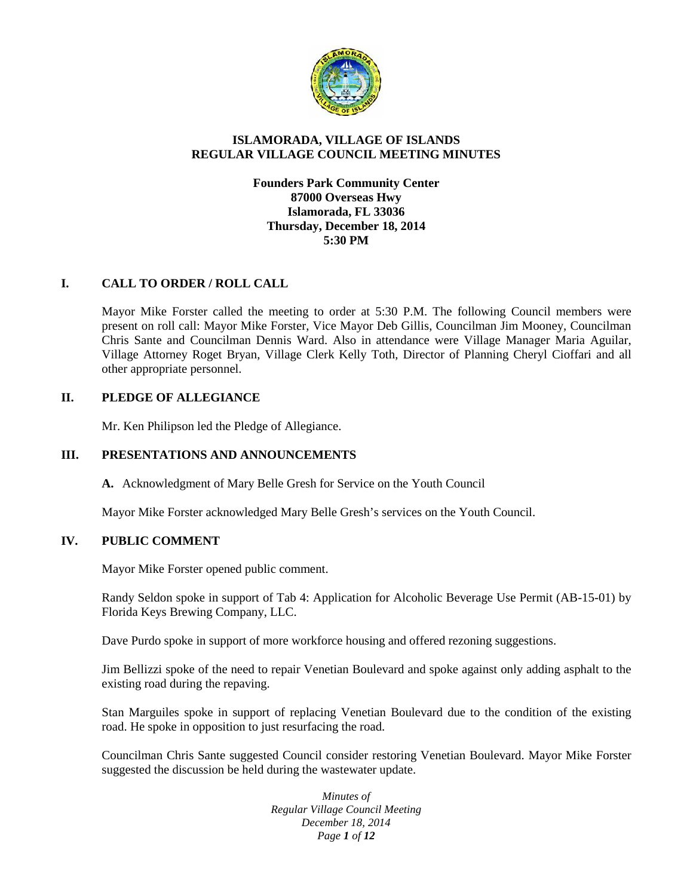# ISLAMORADA, VILLAGE OF ISLANDS
# REGULAR VILLAGE COUNCIL MEETING MINUTES

**Founders Park Community Center**
**87000 Overseas Hwy**
**Islamorada, FL 33036**
**Thursday, December 18, 2014**
**5:30 PM**

## I. CALL TO ORDER / ROLL CALL

Mayor Mike Forster called the meeting to order at 5:30 P.M. The following Council members were present on roll call: Mayor Mike Forster, Vice Mayor Deb Gillis, Councilman Jim Mooney, Councilman Chris Sante and Councilman Dennis Ward. Also in attendance were Village Manager Maria Aguilar, Village Attorney Roget Bryan, Village Clerk Kelly Toth, Director of Planning Cheryl Cioffari and all other appropriate personnel.

## II. PLEDGE OF ALLEGIANCE

Mr. Ken Philipson led the Pledge of Allegiance.

## III. PRESENTATIONS AND ANNOUNCEMENTS

**A.** Acknowledgment of Mary Belle Gresh for Service on the Youth Council

Mayor Mike Forster acknowledged Mary Belle Gresh's services on the Youth Council.

## IV. PUBLIC COMMENT

Mayor Mike Forster opened public comment.

Randy Seldon spoke in support of Tab 4: Application for Alcoholic Beverage Use Permit (AB-15-01) by Florida Keys Brewing Company, LLC.

Dave Purdo spoke in support of more workforce housing and offered rezoning suggestions.

Jim Bellizzi spoke of the need to repair Venetian Boulevard and spoke against only adding asphalt to the existing road during the repaving.

Stan Marguiles spoke in support of replacing Venetian Boulevard due to the condition of the existing road. He spoke in opposition to just resurfacing the road.

Councilman Chris Sante suggested Council consider restoring Venetian Boulevard. Mayor Mike Forster suggested the discussion be held during the wastewater update.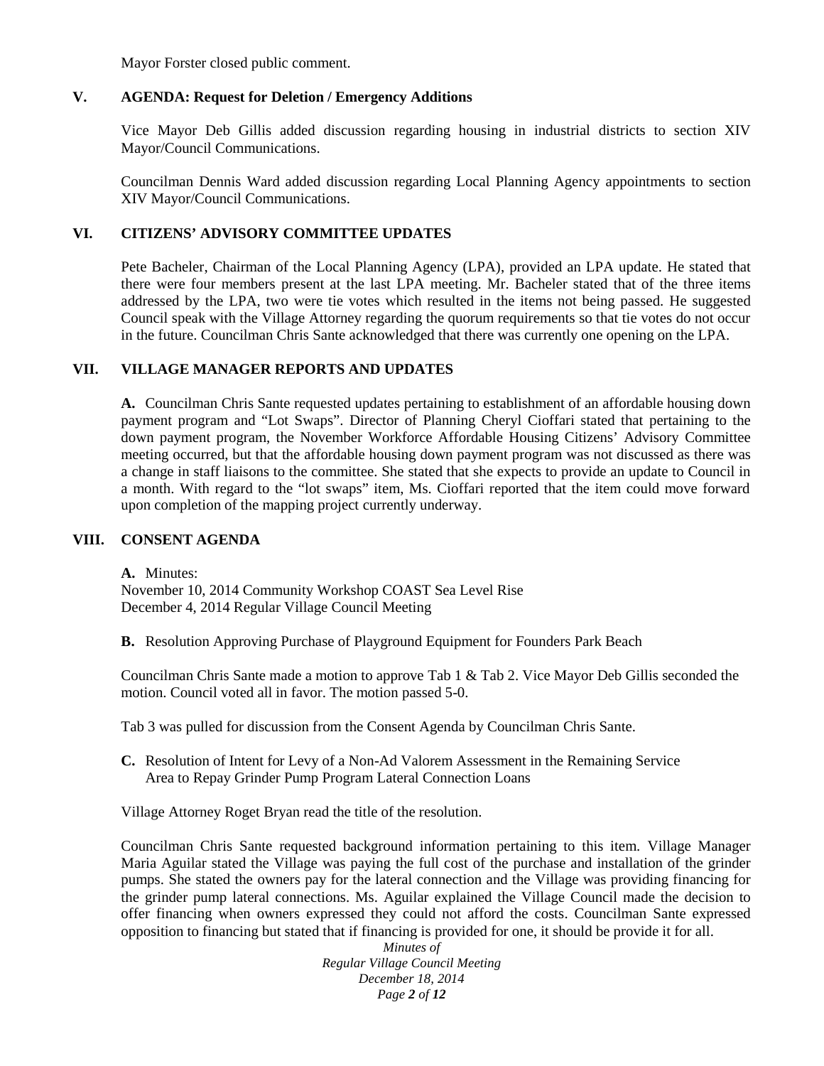Mayor Forster closed public comment.

## V. AGENDA: Request for Deletion / Emergency Additions

Vice Mayor Deb Gillis added discussion regarding housing in industrial districts to section XIV Mayor/Council Communications.

Councilman Dennis Ward added discussion regarding Local Planning Agency appointments to section XIV Mayor/Council Communications.

## VI. CITIZENS' ADVISORY COMMITTEE UPDATES

Pete Bacheler, Chairman of the Local Planning Agency (LPA), provided an LPA update. He stated that there were four members present at the last LPA meeting. Mr. Bacheler stated that of the three items addressed by the LPA, two were tie votes which resulted in the items not being passed. He suggested Council speak with the Village Attorney regarding the quorum requirements so that tie votes do not occur in the future. Councilman Chris Sante acknowledged that there was currently one opening on the LPA.

## VII. VILLAGE MANAGER REPORTS AND UPDATES

**A.** Councilman Chris Sante requested updates pertaining to establishment of an affordable housing down payment program and "Lot Swaps". Director of Planning Cheryl Cioffari stated that pertaining to the down payment program, the November Workforce Affordable Housing Citizens' Advisory Committee meeting occurred, but that the affordable housing down payment program was not discussed as there was a change in staff liaisons to the committee. She stated that she expects to provide an update to Council in a month. With regard to the "lot swaps" item, Ms. Cioffari reported that the item could move forward upon completion of the mapping project currently underway.

## VIII. CONSENT AGENDA

**A.** Minutes:
November 10, 2014 Community Workshop COAST Sea Level Rise
December 4, 2014 Regular Village Council Meeting

**B.** Resolution Approving Purchase of Playground Equipment for Founders Park Beach

Councilman Chris Sante made a motion to approve Tab 1 & Tab 2. Vice Mayor Deb Gillis seconded the motion. Council voted all in favor. The motion passed 5-0.

Tab 3 was pulled for discussion from the Consent Agenda by Councilman Chris Sante.

**C.** Resolution of Intent for Levy of a Non-Ad Valorem Assessment in the Remaining Service Area to Repay Grinder Pump Program Lateral Connection Loans

Village Attorney Roget Bryan read the title of the resolution.

Councilman Chris Sante requested background information pertaining to this item. Village Manager Maria Aguilar stated the Village was paying the full cost of the purchase and installation of the grinder pumps. She stated the owners pay for the lateral connection and the Village was providing financing for the grinder pump lateral connections. Ms. Aguilar explained the Village Council made the decision to offer financing when owners expressed they could not afford the costs. Councilman Sante expressed opposition to financing but stated that if financing is provided for one, it should be provide it for all.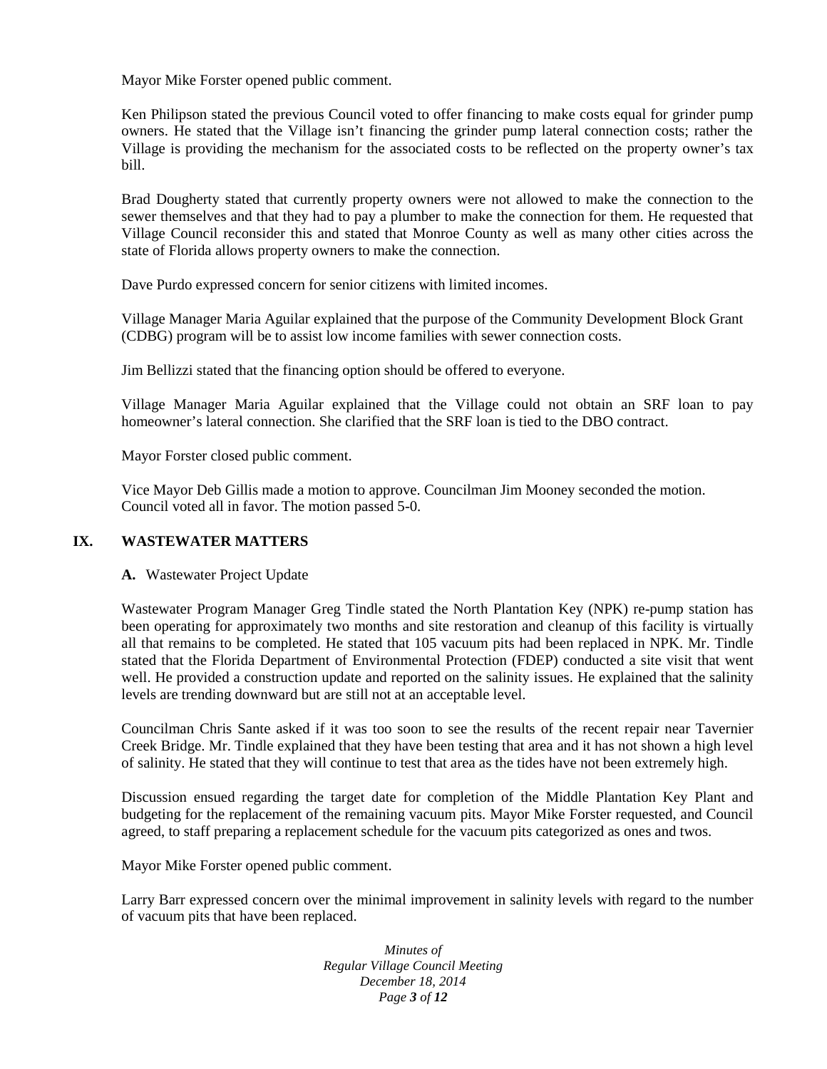Mayor Mike Forster opened public comment.

Ken Philipson stated the previous Council voted to offer financing to make costs equal for grinder pump owners. He stated that the Village isn't financing the grinder pump lateral connection costs; rather the Village is providing the mechanism for the associated costs to be reflected on the property owner's tax bill.

Brad Dougherty stated that currently property owners were not allowed to make the connection to the sewer themselves and that they had to pay a plumber to make the connection for them. He requested that Village Council reconsider this and stated that Monroe County as well as many other cities across the state of Florida allows property owners to make the connection.

Dave Purdo expressed concern for senior citizens with limited incomes.

Village Manager Maria Aguilar explained that the purpose of the Community Development Block Grant (CDBG) program will be to assist low income families with sewer connection costs.

Jim Bellizzi stated that the financing option should be offered to everyone.

Village Manager Maria Aguilar explained that the Village could not obtain an SRF loan to pay homeowner's lateral connection. She clarified that the SRF loan is tied to the DBO contract.

Mayor Forster closed public comment.

Vice Mayor Deb Gillis made a motion to approve. Councilman Jim Mooney seconded the motion. Council voted all in favor. The motion passed 5-0.

## IX. WASTEWATER MATTERS

**A.** Wastewater Project Update

Wastewater Program Manager Greg Tindle stated the North Plantation Key (NPK) re-pump station has been operating for approximately two months and site restoration and cleanup of this facility is virtually all that remains to be completed. He stated that 105 vacuum pits had been replaced in NPK. Mr. Tindle stated that the Florida Department of Environmental Protection (FDEP) conducted a site visit that went well. He provided a construction update and reported on the salinity issues. He explained that the salinity levels are trending downward but are still not at an acceptable level.

Councilman Chris Sante asked if it was too soon to see the results of the recent repair near Tavernier Creek Bridge. Mr. Tindle explained that they have been testing that area and it has not shown a high level of salinity. He stated that they will continue to test that area as the tides have not been extremely high.

Discussion ensued regarding the target date for completion of the Middle Plantation Key Plant and budgeting for the replacement of the remaining vacuum pits. Mayor Mike Forster requested, and Council agreed, to staff preparing a replacement schedule for the vacuum pits categorized as ones and twos.

Mayor Mike Forster opened public comment.

Larry Barr expressed concern over the minimal improvement in salinity levels with regard to the number of vacuum pits that have been replaced.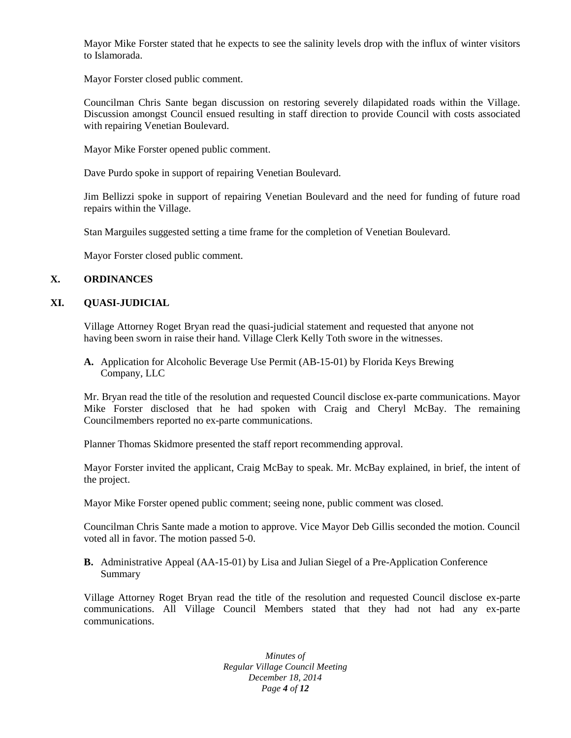Mayor Mike Forster stated that he expects to see the salinity levels drop with the influx of winter visitors to Islamorada.

Mayor Forster closed public comment.

Councilman Chris Sante began discussion on restoring severely dilapidated roads within the Village. Discussion amongst Council ensued resulting in staff direction to provide Council with costs associated with repairing Venetian Boulevard.

Mayor Mike Forster opened public comment.

Dave Purdo spoke in support of repairing Venetian Boulevard.

Jim Bellizzi spoke in support of repairing Venetian Boulevard and the need for funding of future road repairs within the Village.

Stan Marguiles suggested setting a time frame for the completion of Venetian Boulevard.

Mayor Forster closed public comment.

## X. ORDINANCES

## XI. QUASI-JUDICIAL

Village Attorney Roget Bryan read the quasi-judicial statement and requested that anyone not having been sworn in raise their hand. Village Clerk Kelly Toth swore in the witnesses.

**A.** Application for Alcoholic Beverage Use Permit (AB-15-01) by Florida Keys Brewing Company, LLC

Mr. Bryan read the title of the resolution and requested Council disclose ex-parte communications. Mayor Mike Forster disclosed that he had spoken with Craig and Cheryl McBay. The remaining Councilmembers reported no ex-parte communications.

Planner Thomas Skidmore presented the staff report recommending approval.

Mayor Forster invited the applicant, Craig McBay to speak. Mr. McBay explained, in brief, the intent of the project.

Mayor Mike Forster opened public comment; seeing none, public comment was closed.

Councilman Chris Sante made a motion to approve. Vice Mayor Deb Gillis seconded the motion. Council voted all in favor. The motion passed 5-0.

**B.** Administrative Appeal (AA-15-01) by Lisa and Julian Siegel of a Pre-Application Conference Summary

Village Attorney Roget Bryan read the title of the resolution and requested Council disclose ex-parte communications. All Village Council Members stated that they had not had any ex-parte communications.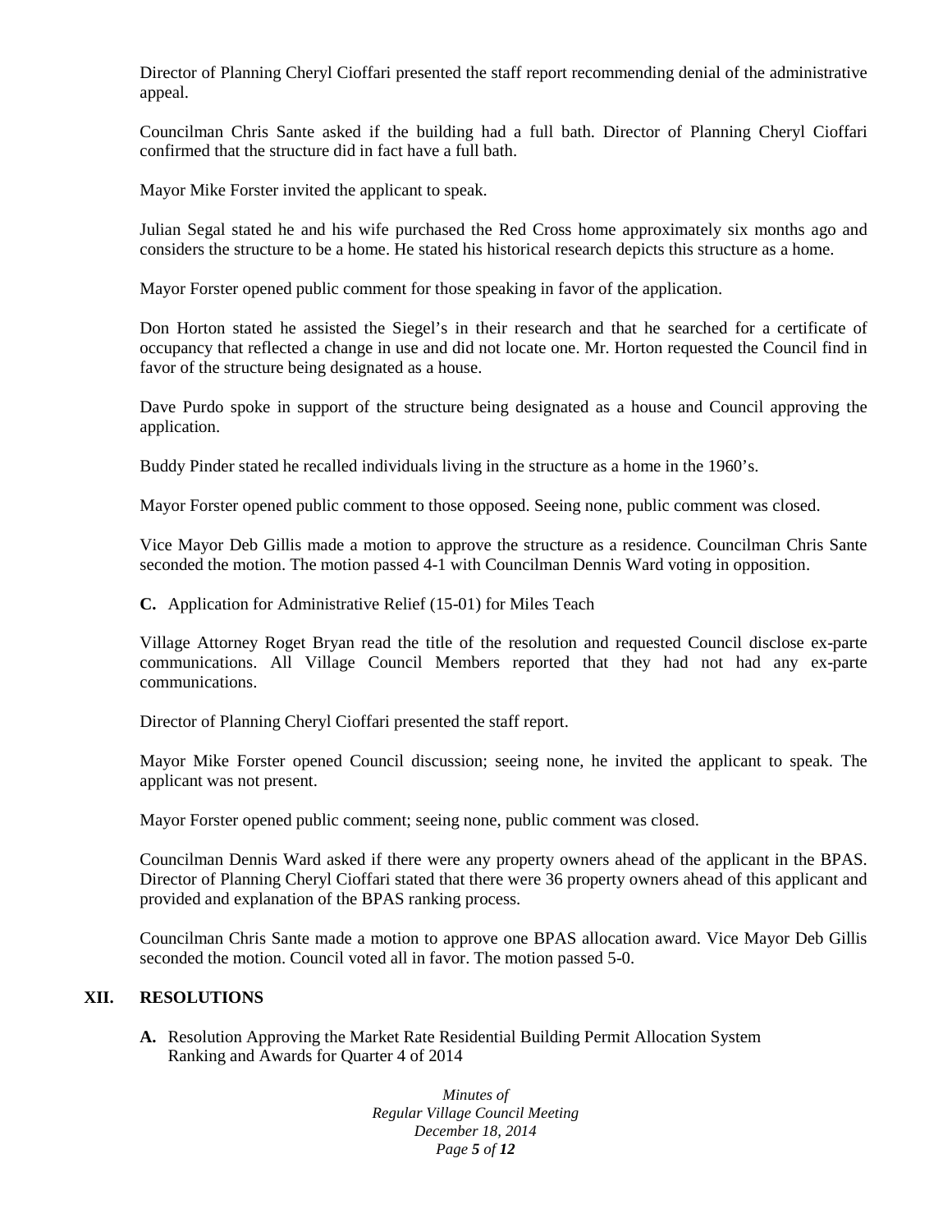Director of Planning Cheryl Cioffari presented the staff report recommending denial of the administrative appeal.

Councilman Chris Sante asked if the building had a full bath. Director of Planning Cheryl Cioffari confirmed that the structure did in fact have a full bath.

Mayor Mike Forster invited the applicant to speak.

Julian Segal stated he and his wife purchased the Red Cross home approximately six months ago and considers the structure to be a home. He stated his historical research depicts this structure as a home.

Mayor Forster opened public comment for those speaking in favor of the application.

Don Horton stated he assisted the Siegel's in their research and that he searched for a certificate of occupancy that reflected a change in use and did not locate one. Mr. Horton requested the Council find in favor of the structure being designated as a house.

Dave Purdo spoke in support of the structure being designated as a house and Council approving the application.

Buddy Pinder stated he recalled individuals living in the structure as a home in the 1960's.

Mayor Forster opened public comment to those opposed. Seeing none, public comment was closed.

Vice Mayor Deb Gillis made a motion to approve the structure as a residence. Councilman Chris Sante seconded the motion. The motion passed 4-1 with Councilman Dennis Ward voting in opposition.

**C.** Application for Administrative Relief (15-01) for Miles Teach

Village Attorney Roget Bryan read the title of the resolution and requested Council disclose ex-parte communications. All Village Council Members reported that they had not had any ex-parte communications.

Director of Planning Cheryl Cioffari presented the staff report.

Mayor Mike Forster opened Council discussion; seeing none, he invited the applicant to speak. The applicant was not present.

Mayor Forster opened public comment; seeing none, public comment was closed.

Councilman Dennis Ward asked if there were any property owners ahead of the applicant in the BPAS. Director of Planning Cheryl Cioffari stated that there were 36 property owners ahead of this applicant and provided and explanation of the BPAS ranking process.

Councilman Chris Sante made a motion to approve one BPAS allocation award. Vice Mayor Deb Gillis seconded the motion. Council voted all in favor. The motion passed 5-0.

## XII. RESOLUTIONS

**A.** Resolution Approving the Market Rate Residential Building Permit Allocation System Ranking and Awards for Quarter 4 of 2014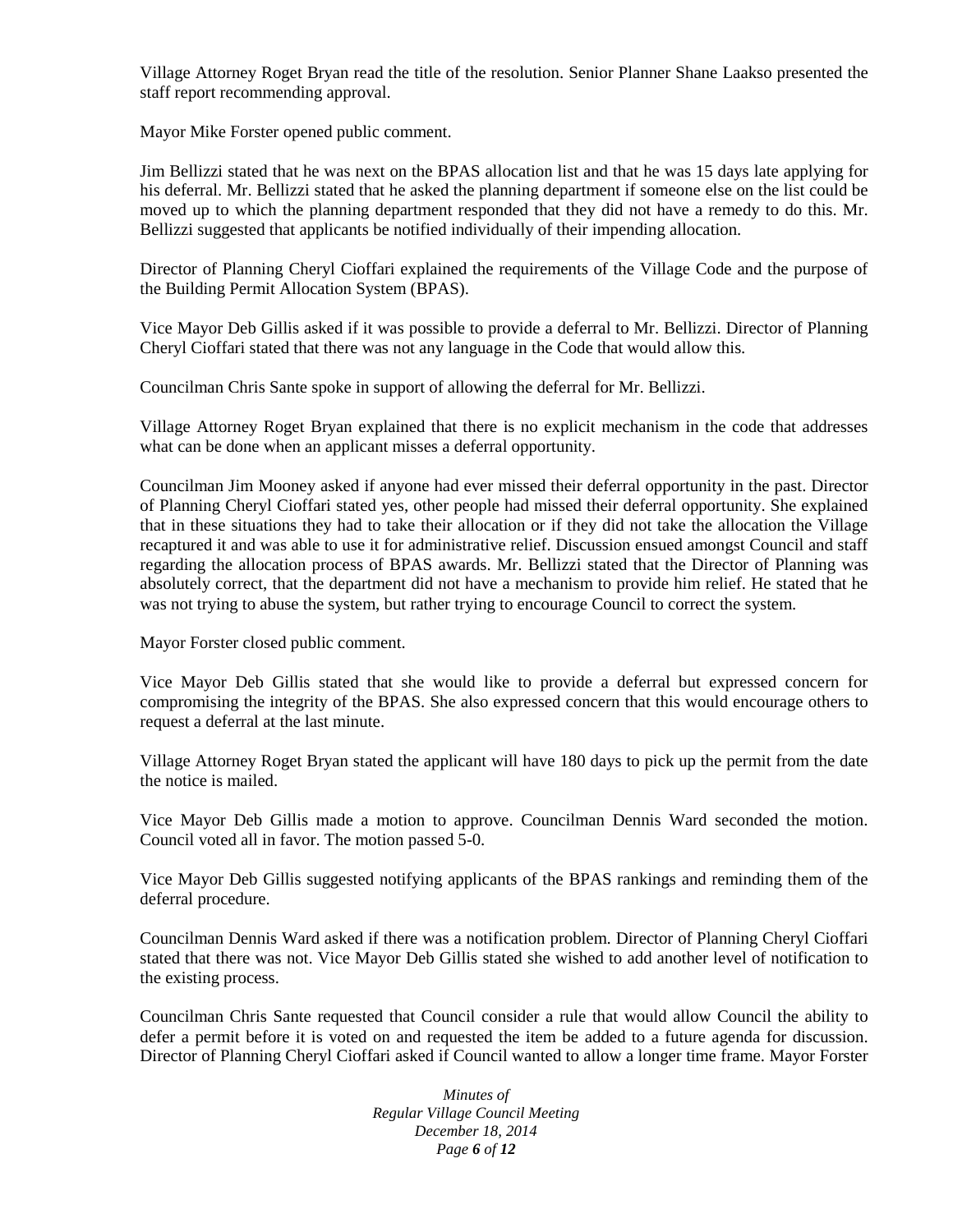Village Attorney Roget Bryan read the title of the resolution. Senior Planner Shane Laakso presented the staff report recommending approval.

Mayor Mike Forster opened public comment.

Jim Bellizzi stated that he was next on the BPAS allocation list and that he was 15 days late applying for his deferral. Mr. Bellizzi stated that he asked the planning department if someone else on the list could be moved up to which the planning department responded that they did not have a remedy to do this. Mr. Bellizzi suggested that applicants be notified individually of their impending allocation.

Director of Planning Cheryl Cioffari explained the requirements of the Village Code and the purpose of the Building Permit Allocation System (BPAS).

Vice Mayor Deb Gillis asked if it was possible to provide a deferral to Mr. Bellizzi. Director of Planning Cheryl Cioffari stated that there was not any language in the Code that would allow this.

Councilman Chris Sante spoke in support of allowing the deferral for Mr. Bellizzi.

Village Attorney Roget Bryan explained that there is no explicit mechanism in the code that addresses what can be done when an applicant misses a deferral opportunity.

Councilman Jim Mooney asked if anyone had ever missed their deferral opportunity in the past. Director of Planning Cheryl Cioffari stated yes, other people had missed their deferral opportunity. She explained that in these situations they had to take their allocation or if they did not take the allocation the Village recaptured it and was able to use it for administrative relief. Discussion ensued amongst Council and staff regarding the allocation process of BPAS awards. Mr. Bellizzi stated that the Director of Planning was absolutely correct, that the department did not have a mechanism to provide him relief. He stated that he was not trying to abuse the system, but rather trying to encourage Council to correct the system.

Mayor Forster closed public comment.

Vice Mayor Deb Gillis stated that she would like to provide a deferral but expressed concern for compromising the integrity of the BPAS. She also expressed concern that this would encourage others to request a deferral at the last minute.

Village Attorney Roget Bryan stated the applicant will have 180 days to pick up the permit from the date the notice is mailed.

Vice Mayor Deb Gillis made a motion to approve. Councilman Dennis Ward seconded the motion. Council voted all in favor. The motion passed 5-0.

Vice Mayor Deb Gillis suggested notifying applicants of the BPAS rankings and reminding them of the deferral procedure.

Councilman Dennis Ward asked if there was a notification problem. Director of Planning Cheryl Cioffari stated that there was not. Vice Mayor Deb Gillis stated she wished to add another level of notification to the existing process.

Councilman Chris Sante requested that Council consider a rule that would allow Council the ability to defer a permit before it is voted on and requested the item be added to a future agenda for discussion. Director of Planning Cheryl Cioffari asked if Council wanted to allow a longer time frame. Mayor Forster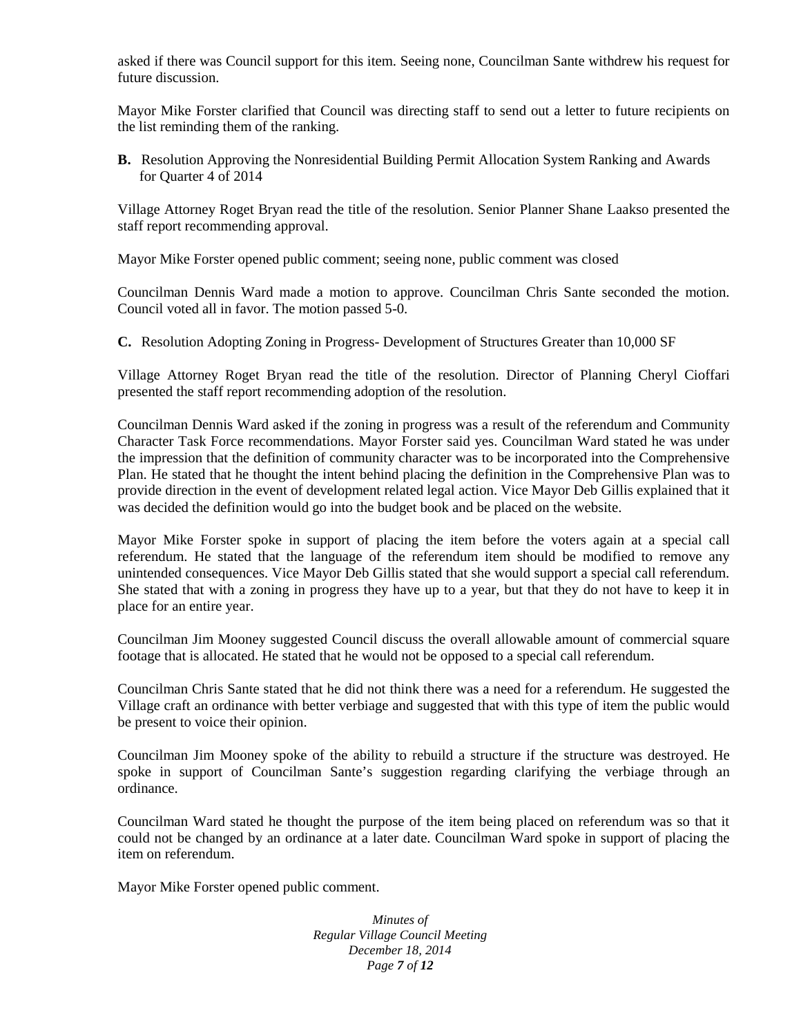asked if there was Council support for this item. Seeing none, Councilman Sante withdrew his request for future discussion.

Mayor Mike Forster clarified that Council was directing staff to send out a letter to future recipients on the list reminding them of the ranking.

**B.** Resolution Approving the Nonresidential Building Permit Allocation System Ranking and Awards for Quarter 4 of 2014

Village Attorney Roget Bryan read the title of the resolution. Senior Planner Shane Laakso presented the staff report recommending approval.

Mayor Mike Forster opened public comment; seeing none, public comment was closed

Councilman Dennis Ward made a motion to approve. Councilman Chris Sante seconded the motion. Council voted all in favor. The motion passed 5-0.

**C.** Resolution Adopting Zoning in Progress- Development of Structures Greater than 10,000 SF

Village Attorney Roget Bryan read the title of the resolution. Director of Planning Cheryl Cioffari presented the staff report recommending adoption of the resolution.

Councilman Dennis Ward asked if the zoning in progress was a result of the referendum and Community Character Task Force recommendations. Mayor Forster said yes. Councilman Ward stated he was under the impression that the definition of community character was to be incorporated into the Comprehensive Plan. He stated that he thought the intent behind placing the definition in the Comprehensive Plan was to provide direction in the event of development related legal action. Vice Mayor Deb Gillis explained that it was decided the definition would go into the budget book and be placed on the website.

Mayor Mike Forster spoke in support of placing the item before the voters again at a special call referendum. He stated that the language of the referendum item should be modified to remove any unintended consequences. Vice Mayor Deb Gillis stated that she would support a special call referendum. She stated that with a zoning in progress they have up to a year, but that they do not have to keep it in place for an entire year.

Councilman Jim Mooney suggested Council discuss the overall allowable amount of commercial square footage that is allocated. He stated that he would not be opposed to a special call referendum.

Councilman Chris Sante stated that he did not think there was a need for a referendum. He suggested the Village craft an ordinance with better verbiage and suggested that with this type of item the public would be present to voice their opinion.

Councilman Jim Mooney spoke of the ability to rebuild a structure if the structure was destroyed. He spoke in support of Councilman Sante's suggestion regarding clarifying the verbiage through an ordinance.

Councilman Ward stated he thought the purpose of the item being placed on referendum was so that it could not be changed by an ordinance at a later date. Councilman Ward spoke in support of placing the item on referendum.

Mayor Mike Forster opened public comment.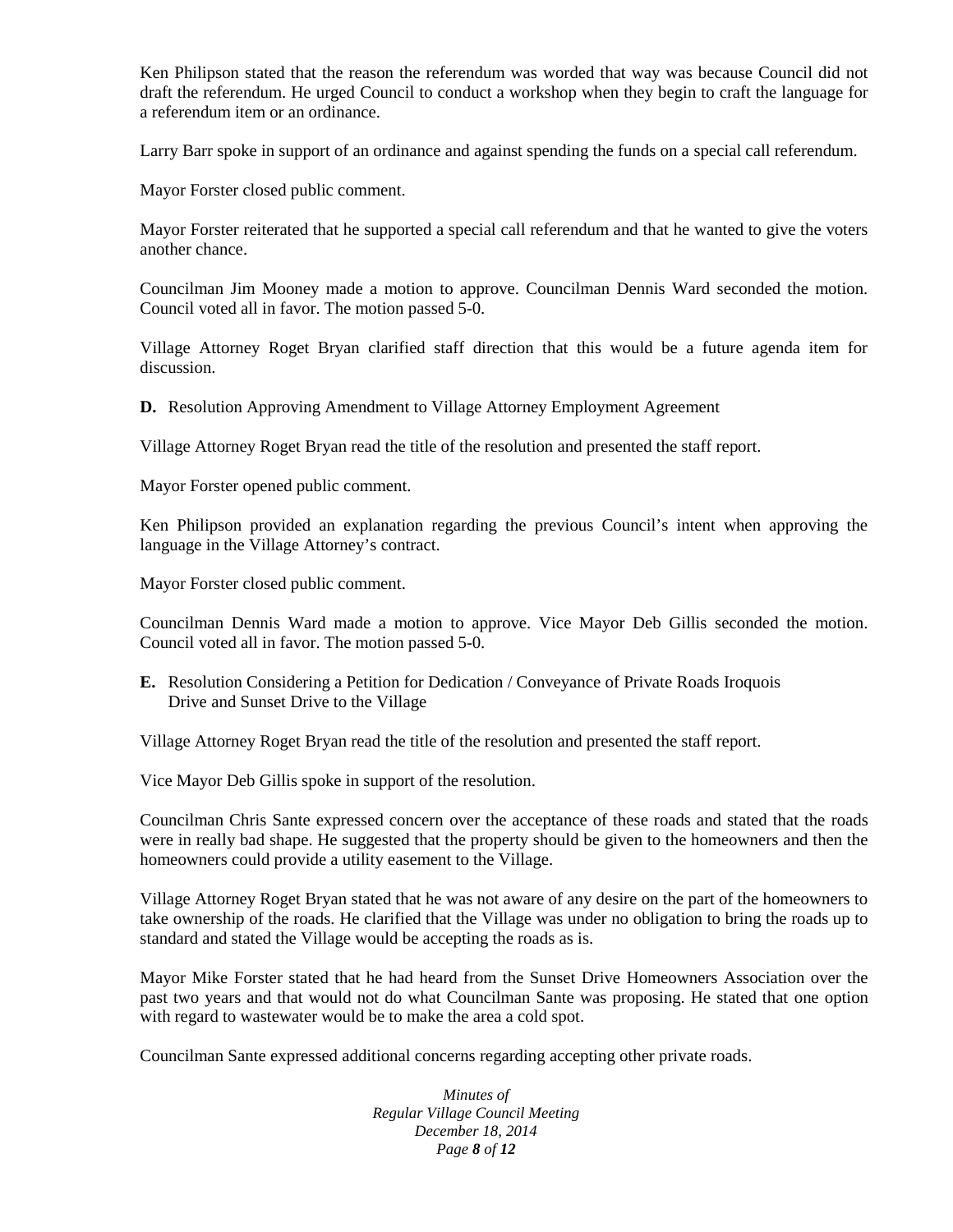Ken Philipson stated that the reason the referendum was worded that way was because Council did not draft the referendum. He urged Council to conduct a workshop when they begin to craft the language for a referendum item or an ordinance.

Larry Barr spoke in support of an ordinance and against spending the funds on a special call referendum.

Mayor Forster closed public comment.

Mayor Forster reiterated that he supported a special call referendum and that he wanted to give the voters another chance.

Councilman Jim Mooney made a motion to approve. Councilman Dennis Ward seconded the motion. Council voted all in favor. The motion passed 5-0.

Village Attorney Roget Bryan clarified staff direction that this would be a future agenda item for discussion.

**D.** Resolution Approving Amendment to Village Attorney Employment Agreement

Village Attorney Roget Bryan read the title of the resolution and presented the staff report.

Mayor Forster opened public comment.

Ken Philipson provided an explanation regarding the previous Council's intent when approving the language in the Village Attorney's contract.

Mayor Forster closed public comment.

Councilman Dennis Ward made a motion to approve. Vice Mayor Deb Gillis seconded the motion. Council voted all in favor. The motion passed 5-0.

**E.** Resolution Considering a Petition for Dedication / Conveyance of Private Roads Iroquois Drive and Sunset Drive to the Village

Village Attorney Roget Bryan read the title of the resolution and presented the staff report.

Vice Mayor Deb Gillis spoke in support of the resolution.

Councilman Chris Sante expressed concern over the acceptance of these roads and stated that the roads were in really bad shape. He suggested that the property should be given to the homeowners and then the homeowners could provide a utility easement to the Village.

Village Attorney Roget Bryan stated that he was not aware of any desire on the part of the homeowners to take ownership of the roads. He clarified that the Village was under no obligation to bring the roads up to standard and stated the Village would be accepting the roads as is.

Mayor Mike Forster stated that he had heard from the Sunset Drive Homeowners Association over the past two years and that would not do what Councilman Sante was proposing. He stated that one option with regard to wastewater would be to make the area a cold spot.

Councilman Sante expressed additional concerns regarding accepting other private roads.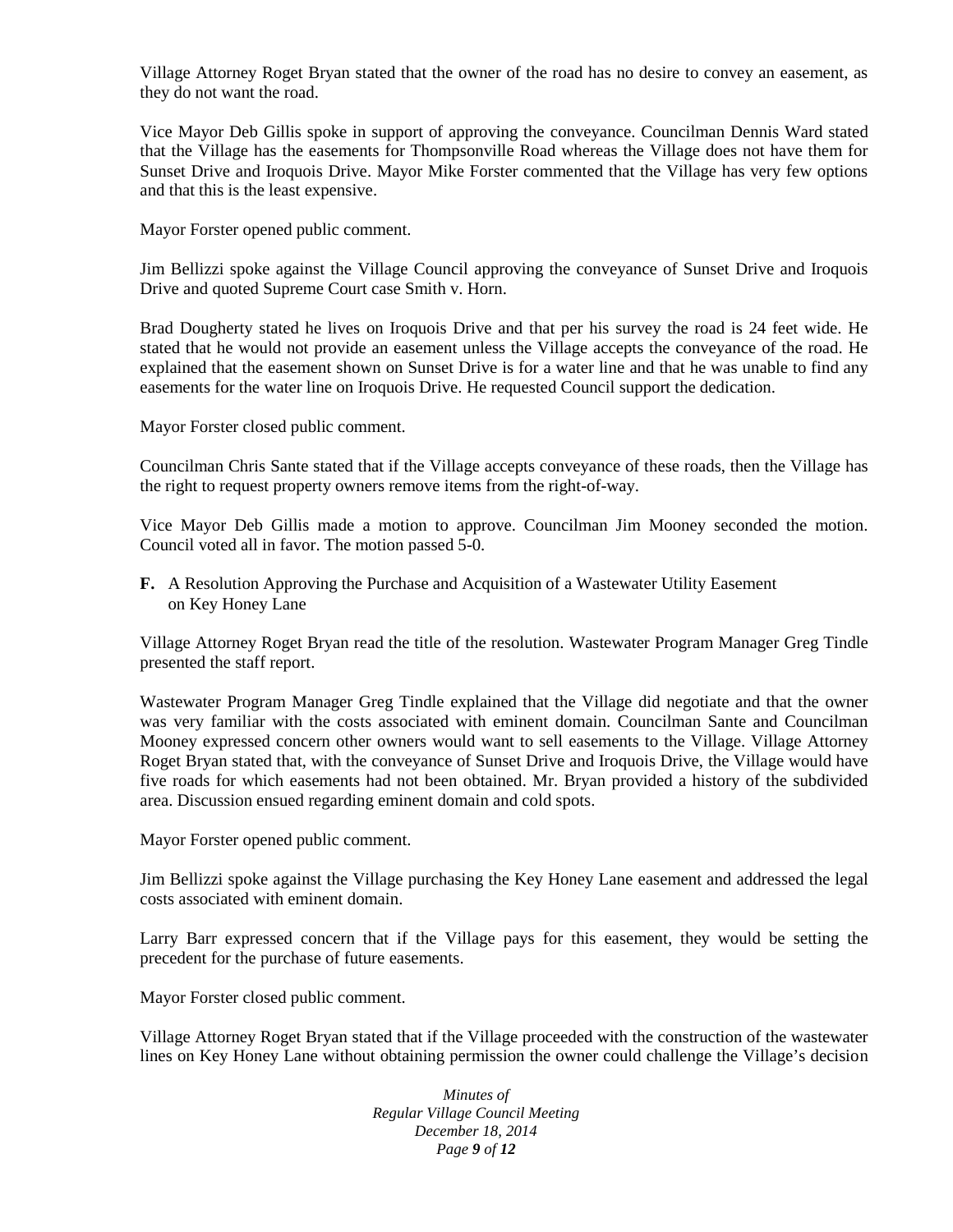Village Attorney Roget Bryan stated that the owner of the road has no desire to convey an easement, as they do not want the road.

Vice Mayor Deb Gillis spoke in support of approving the conveyance. Councilman Dennis Ward stated that the Village has the easements for Thompsonville Road whereas the Village does not have them for Sunset Drive and Iroquois Drive. Mayor Mike Forster commented that the Village has very few options and that this is the least expensive.

Mayor Forster opened public comment.

Jim Bellizzi spoke against the Village Council approving the conveyance of Sunset Drive and Iroquois Drive and quoted Supreme Court case Smith v. Horn.

Brad Dougherty stated he lives on Iroquois Drive and that per his survey the road is 24 feet wide. He stated that he would not provide an easement unless the Village accepts the conveyance of the road. He explained that the easement shown on Sunset Drive is for a water line and that he was unable to find any easements for the water line on Iroquois Drive. He requested Council support the dedication.

Mayor Forster closed public comment.

Councilman Chris Sante stated that if the Village accepts conveyance of these roads, then the Village has the right to request property owners remove items from the right-of-way.

Vice Mayor Deb Gillis made a motion to approve. Councilman Jim Mooney seconded the motion. Council voted all in favor. The motion passed 5-0.

**F.** A Resolution Approving the Purchase and Acquisition of a Wastewater Utility Easement on Key Honey Lane

Village Attorney Roget Bryan read the title of the resolution. Wastewater Program Manager Greg Tindle presented the staff report.

Wastewater Program Manager Greg Tindle explained that the Village did negotiate and that the owner was very familiar with the costs associated with eminent domain. Councilman Sante and Councilman Mooney expressed concern other owners would want to sell easements to the Village. Village Attorney Roget Bryan stated that, with the conveyance of Sunset Drive and Iroquois Drive, the Village would have five roads for which easements had not been obtained. Mr. Bryan provided a history of the subdivided area. Discussion ensued regarding eminent domain and cold spots.

Mayor Forster opened public comment.

Jim Bellizzi spoke against the Village purchasing the Key Honey Lane easement and addressed the legal costs associated with eminent domain.

Larry Barr expressed concern that if the Village pays for this easement, they would be setting the precedent for the purchase of future easements.

Mayor Forster closed public comment.

Village Attorney Roget Bryan stated that if the Village proceeded with the construction of the wastewater lines on Key Honey Lane without obtaining permission the owner could challenge the Village's decision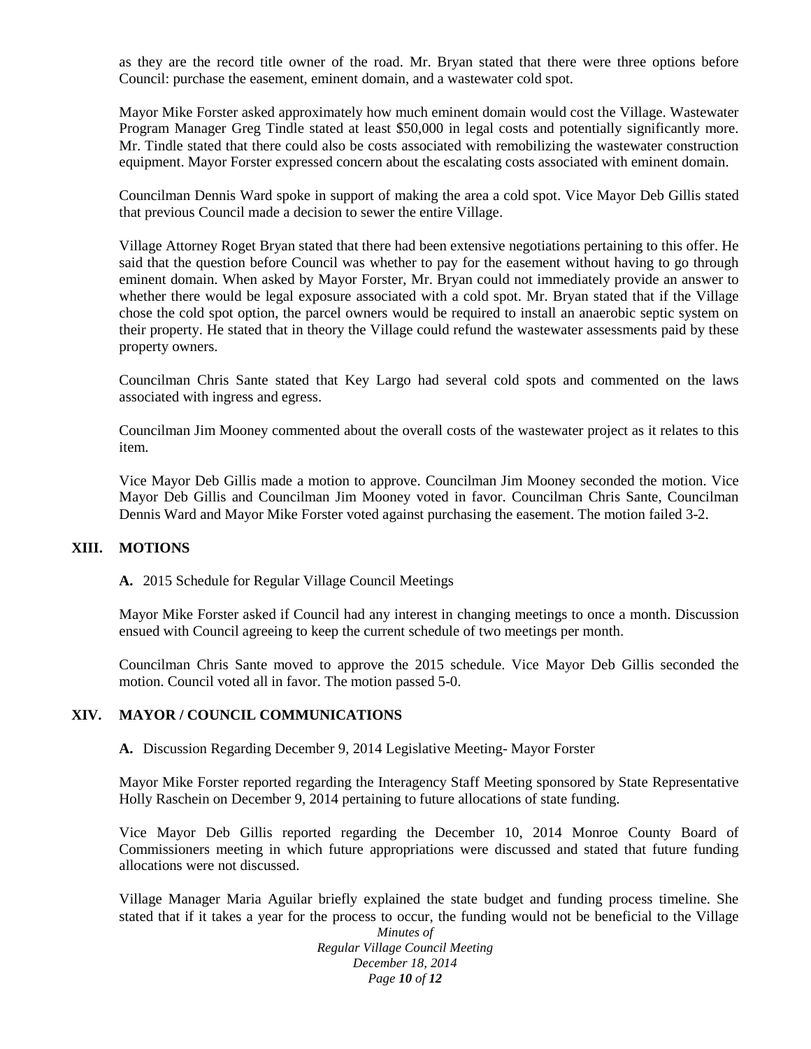as they are the record title owner of the road. Mr. Bryan stated that there were three options before Council: purchase the easement, eminent domain, and a wastewater cold spot.

Mayor Mike Forster asked approximately how much eminent domain would cost the Village. Wastewater Program Manager Greg Tindle stated at least $50,000 in legal costs and potentially significantly more. Mr. Tindle stated that there could also be costs associated with remobilizing the wastewater construction equipment. Mayor Forster expressed concern about the escalating costs associated with eminent domain.

Councilman Dennis Ward spoke in support of making the area a cold spot. Vice Mayor Deb Gillis stated that previous Council made a decision to sewer the entire Village.

Village Attorney Roget Bryan stated that there had been extensive negotiations pertaining to this offer. He said that the question before Council was whether to pay for the easement without having to go through eminent domain. When asked by Mayor Forster, Mr. Bryan could not immediately provide an answer to whether there would be legal exposure associated with a cold spot. Mr. Bryan stated that if the Village chose the cold spot option, the parcel owners would be required to install an anaerobic septic system on their property. He stated that in theory the Village could refund the wastewater assessments paid by these property owners.

Councilman Chris Sante stated that Key Largo had several cold spots and commented on the laws associated with ingress and egress.

Councilman Jim Mooney commented about the overall costs of the wastewater project as it relates to this item.

Vice Mayor Deb Gillis made a motion to approve. Councilman Jim Mooney seconded the motion. Vice Mayor Deb Gillis and Councilman Jim Mooney voted in favor. Councilman Chris Sante, Councilman Dennis Ward and Mayor Mike Forster voted against purchasing the easement. The motion failed 3-2.

## XIII. MOTIONS

**A.** 2015 Schedule for Regular Village Council Meetings

Mayor Mike Forster asked if Council had any interest in changing meetings to once a month. Discussion ensued with Council agreeing to keep the current schedule of two meetings per month.

Councilman Chris Sante moved to approve the 2015 schedule. Vice Mayor Deb Gillis seconded the motion. Council voted all in favor. The motion passed 5-0.

## XIV. MAYOR / COUNCIL COMMUNICATIONS

**A.** Discussion Regarding December 9, 2014 Legislative Meeting- Mayor Forster

Mayor Mike Forster reported regarding the Interagency Staff Meeting sponsored by State Representative Holly Raschein on December 9, 2014 pertaining to future allocations of state funding.

Vice Mayor Deb Gillis reported regarding the December 10, 2014 Monroe County Board of Commissioners meeting in which future appropriations were discussed and stated that future funding allocations were not discussed.

Village Manager Maria Aguilar briefly explained the state budget and funding process timeline. She stated that if it takes a year for the process to occur, the funding would not be beneficial to the Village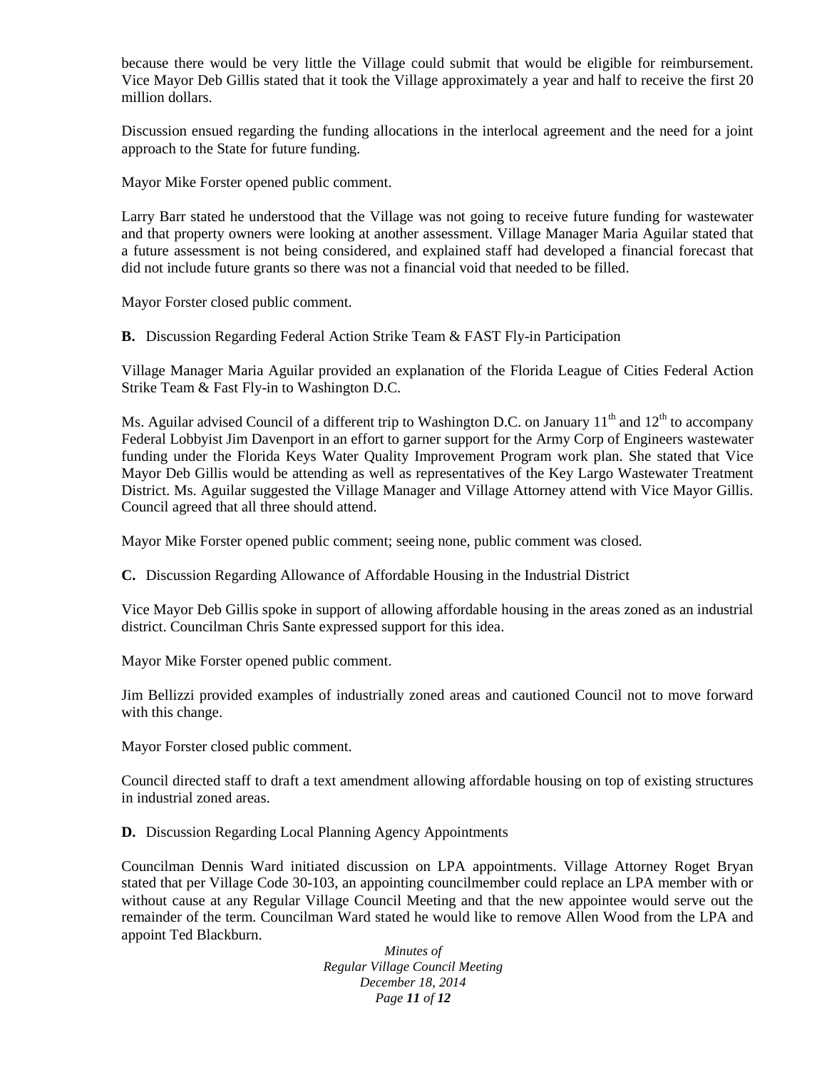because there would be very little the Village could submit that would be eligible for reimbursement. Vice Mayor Deb Gillis stated that it took the Village approximately a year and half to receive the first 20 million dollars.

Discussion ensued regarding the funding allocations in the interlocal agreement and the need for a joint approach to the State for future funding.

Mayor Mike Forster opened public comment.

Larry Barr stated he understood that the Village was not going to receive future funding for wastewater and that property owners were looking at another assessment. Village Manager Maria Aguilar stated that a future assessment is not being considered, and explained staff had developed a financial forecast that did not include future grants so there was not a financial void that needed to be filled.

Mayor Forster closed public comment.

**B.** Discussion Regarding Federal Action Strike Team & FAST Fly-in Participation

Village Manager Maria Aguilar provided an explanation of the Florida League of Cities Federal Action Strike Team & Fast Fly-in to Washington D.C.

Ms. Aguilar advised Council of a different trip to Washington D.C. on January 11th and 12th to accompany Federal Lobbyist Jim Davenport in an effort to garner support for the Army Corp of Engineers wastewater funding under the Florida Keys Water Quality Improvement Program work plan. She stated that Vice Mayor Deb Gillis would be attending as well as representatives of the Key Largo Wastewater Treatment District. Ms. Aguilar suggested the Village Manager and Village Attorney attend with Vice Mayor Gillis. Council agreed that all three should attend.

Mayor Mike Forster opened public comment; seeing none, public comment was closed.

**C.** Discussion Regarding Allowance of Affordable Housing in the Industrial District

Vice Mayor Deb Gillis spoke in support of allowing affordable housing in the areas zoned as an industrial district. Councilman Chris Sante expressed support for this idea.

Mayor Mike Forster opened public comment.

Jim Bellizzi provided examples of industrially zoned areas and cautioned Council not to move forward with this change.

Mayor Forster closed public comment.

Council directed staff to draft a text amendment allowing affordable housing on top of existing structures in industrial zoned areas.

**D.** Discussion Regarding Local Planning Agency Appointments

Councilman Dennis Ward initiated discussion on LPA appointments. Village Attorney Roget Bryan stated that per Village Code 30-103, an appointing councilmember could replace an LPA member with or without cause at any Regular Village Council Meeting and that the new appointee would serve out the remainder of the term. Councilman Ward stated he would like to remove Allen Wood from the LPA and appoint Ted Blackburn.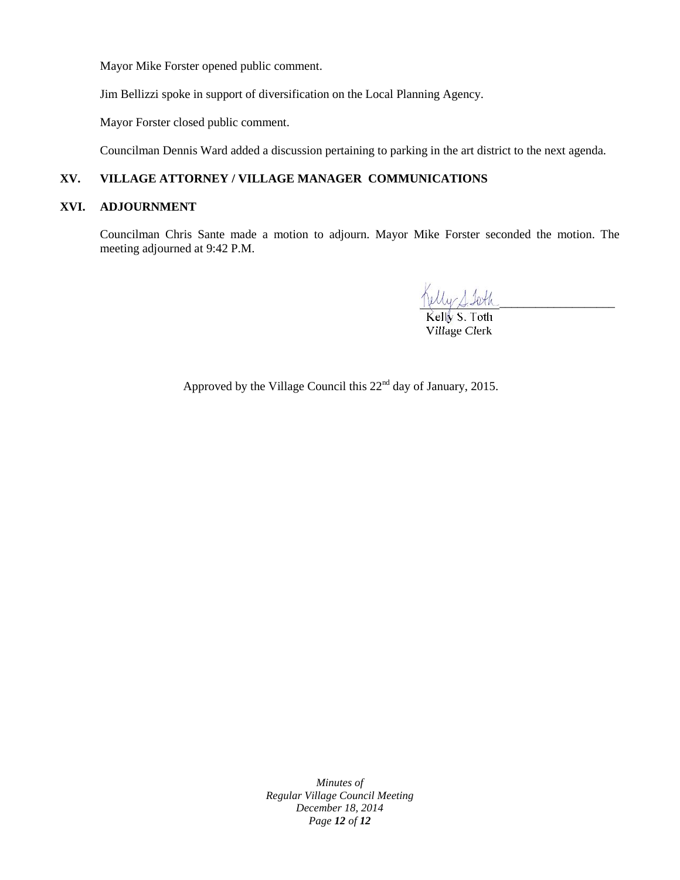Mayor Mike Forster opened public comment.

Jim Bellizzi spoke in support of diversification on the Local Planning Agency.

Mayor Forster closed public comment.

Councilman Dennis Ward added a discussion pertaining to parking in the art district to the next agenda.

## XV. VILLAGE ATTORNEY / VILLAGE MANAGER COMMUNICATIONS

## XVI. ADJOURNMENT

Councilman Chris Sante made a motion to adjourn. Mayor Mike Forster seconded the motion. The meeting adjourned at 9:42 P.M.

Kelly S. Toth
Village Clerk

Approved by the Village Council this 22nd day of January, 2015.